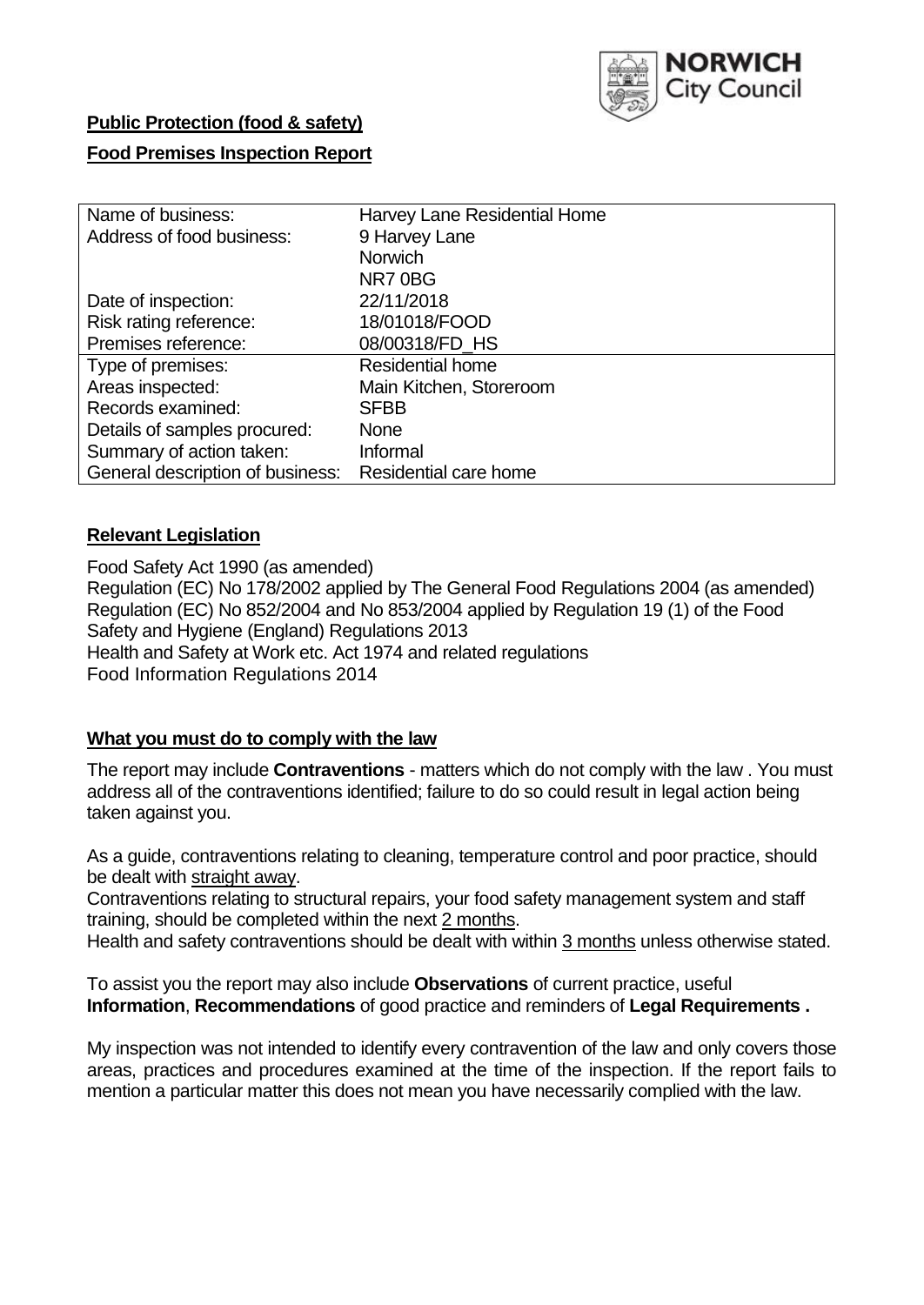**NORWICH City Council**

**Public Protection (food & safety)**

**Food Premises Inspection Report**

| Name of business: | Harvey Lane Residential Home |
|---|---|
| Address of food business: | 9 Harvey Lane<br>Norwich<br>NR7 0BG |
| Date of inspection: | 22/11/2018 |
| Risk rating reference: | 18/01018/FOOD |
| Premises reference: | 08/00318/FD_HS |
| Type of premises: | Residential home |
| Areas inspected: | Main Kitchen, Storeroom |
| Records examined: | SFBB |
| Details of samples procured: | None |
| Summary of action taken: | Informal |
| General description of business: | Residential care home |

## Relevant Legislation

Food Safety Act 1990 (as amended)
Regulation (EC) No 178/2002 applied by The General Food Regulations 2004 (as amended)
Regulation (EC) No 852/2004 and No 853/2004 applied by Regulation 19 (1) of the Food Safety and Hygiene (England) Regulations 2013
Health and Safety at Work etc. Act 1974 and related regulations
Food Information Regulations 2014

## What you must do to comply with the law

The report may include **Contraventions** - matters which do not comply with the law . You must address all of the contraventions identified; failure to do so could result in legal action being taken against you.

As a guide, contraventions relating to cleaning, temperature control and poor practice, should be dealt with straight away.
Contraventions relating to structural repairs, your food safety management system and staff training, should be completed within the next 2 months.
Health and safety contraventions should be dealt with within 3 months unless otherwise stated.

To assist you the report may also include **Observations** of current practice, useful **Information**, **Recommendations** of good practice and reminders of **Legal Requirements .**

My inspection was not intended to identify every contravention of the law and only covers those areas, practices and procedures examined at the time of the inspection. If the report fails to mention a particular matter this does not mean you have necessarily complied with the law.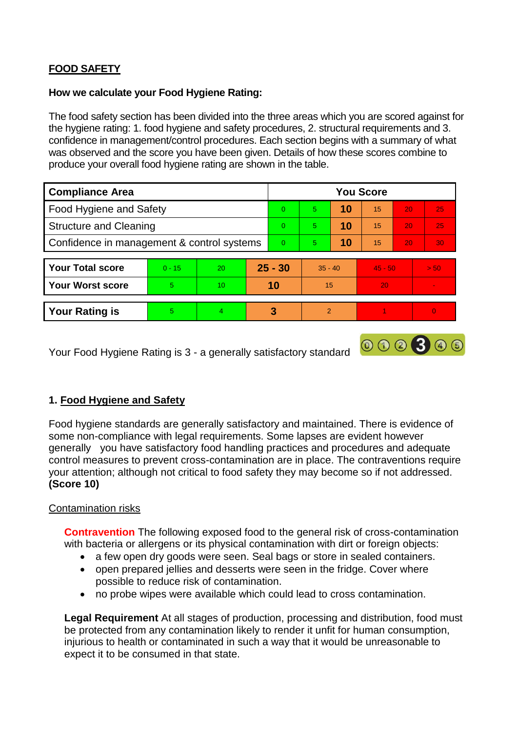## FOOD SAFETY

**How we calculate your Food Hygiene Rating:**

The food safety section has been divided into the three areas which you are scored against for the hygiene rating: 1. food hygiene and safety procedures, 2. structural requirements and 3. confidence in management/control procedures. Each section begins with a summary of what was observed and the score you have been given. Details of how these scores combine to produce your overall food hygiene rating are shown in the table.

| Compliance Area | You Score | | | | | |
|---|---|---|---|---|---|---|
| Food Hygiene and Safety | 0 | 5 | **10** | 15 | 20 | 25 |
| Structure and Cleaning | 0 | 5 | **10** | 15 | 20 | 25 |
| Confidence in management & control systems | 0 | 5 | **10** | 15 | 20 | 30 |

| | | | | | | |
|---|---|---|---|---|---|---|
| **Your Total score** | 0 - 15 | 20 | **25 - 30** | 35 - 40 | 45 - 50 | > 50 |
| **Your Worst score** | 5 | 10 | **10** | 15 | 20 | - |

| | | | | | | |
|---|---|---|---|---|---|---|
| **Your Rating is** | 5 | 4 | **3** | 2 | 1 | 0 |

Your Food Hygiene Rating is 3 - a generally satisfactory standard

### 1. Food Hygiene and Safety

Food hygiene standards are generally satisfactory and maintained. There is evidence of some non-compliance with legal requirements. Some lapses are evident however generally you have satisfactory food handling practices and procedures and adequate control measures to prevent cross-contamination are in place. The contraventions require your attention; although not critical to food safety they may become so if not addressed. **(Score 10)**

Contamination risks

**Contravention** The following exposed food to the general risk of cross-contamination with bacteria or allergens or its physical contamination with dirt or foreign objects:

- a few open dry goods were seen. Seal bags or store in sealed containers.
- open prepared jellies and desserts were seen in the fridge. Cover where possible to reduce risk of contamination.
- no probe wipes were available which could lead to cross contamination.

**Legal Requirement** At all stages of production, processing and distribution, food must be protected from any contamination likely to render it unfit for human consumption, injurious to health or contaminated in such a way that it would be unreasonable to expect it to be consumed in that state.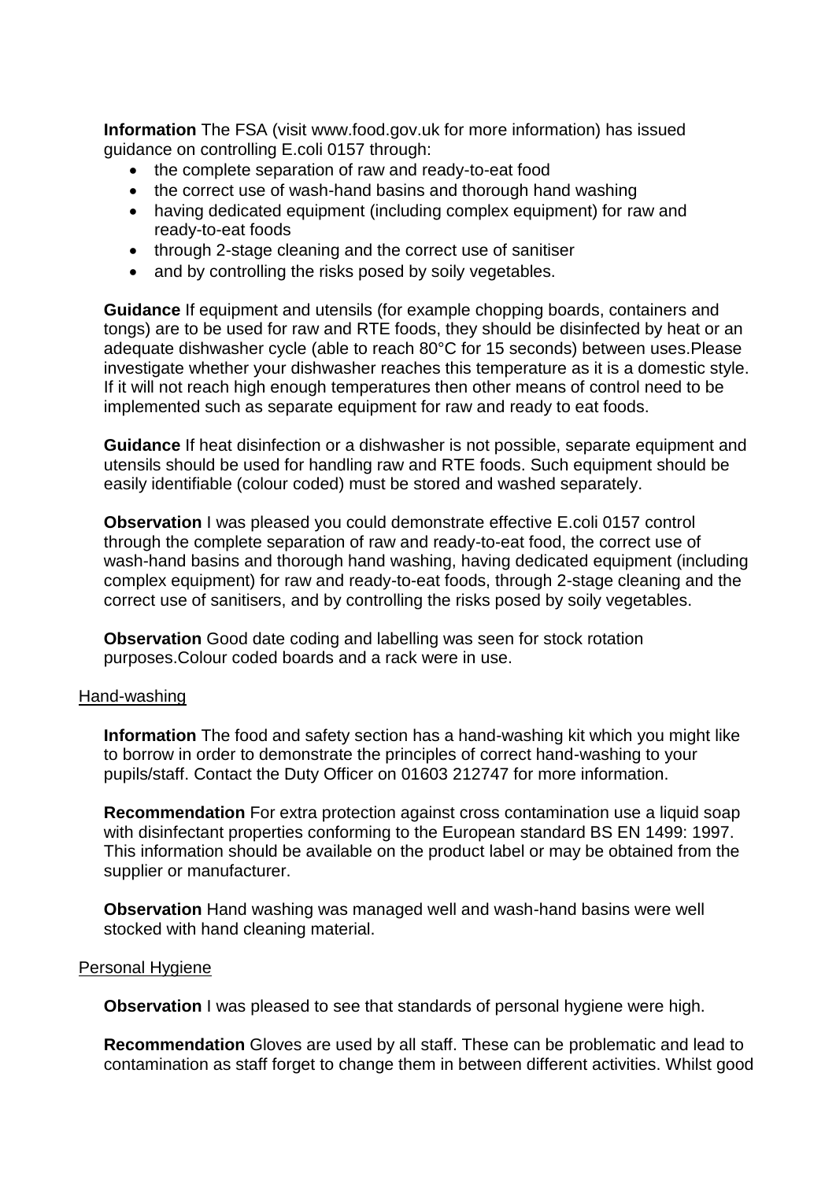**Information** The FSA (visit www.food.gov.uk for more information) has issued guidance on controlling E.coli 0157 through:

- the complete separation of raw and ready-to-eat food
- the correct use of wash-hand basins and thorough hand washing
- having dedicated equipment (including complex equipment) for raw and ready-to-eat foods
- through 2-stage cleaning and the correct use of sanitiser
- and by controlling the risks posed by soily vegetables.

**Guidance** If equipment and utensils (for example chopping boards, containers and tongs) are to be used for raw and RTE foods, they should be disinfected by heat or an adequate dishwasher cycle (able to reach 80°C for 15 seconds) between uses.Please investigate whether your dishwasher reaches this temperature as it is a domestic style. If it will not reach high enough temperatures then other means of control need to be implemented such as separate equipment for raw and ready to eat foods.

**Guidance** If heat disinfection or a dishwasher is not possible, separate equipment and utensils should be used for handling raw and RTE foods. Such equipment should be easily identifiable (colour coded) must be stored and washed separately.

**Observation** I was pleased you could demonstrate effective E.coli 0157 control through the complete separation of raw and ready-to-eat food, the correct use of wash-hand basins and thorough hand washing, having dedicated equipment (including complex equipment) for raw and ready-to-eat foods, through 2-stage cleaning and the correct use of sanitisers, and by controlling the risks posed by soily vegetables.

**Observation** Good date coding and labelling was seen for stock rotation purposes.Colour coded boards and a rack were in use.

Hand-washing

**Information** The food and safety section has a hand-washing kit which you might like to borrow in order to demonstrate the principles of correct hand-washing to your pupils/staff. Contact the Duty Officer on 01603 212747 for more information.

**Recommendation** For extra protection against cross contamination use a liquid soap with disinfectant properties conforming to the European standard BS EN 1499: 1997. This information should be available on the product label or may be obtained from the supplier or manufacturer.

**Observation** Hand washing was managed well and wash-hand basins were well stocked with hand cleaning material.

Personal Hygiene

**Observation** I was pleased to see that standards of personal hygiene were high.

**Recommendation** Gloves are used by all staff. These can be problematic and lead to contamination as staff forget to change them in between different activities. Whilst good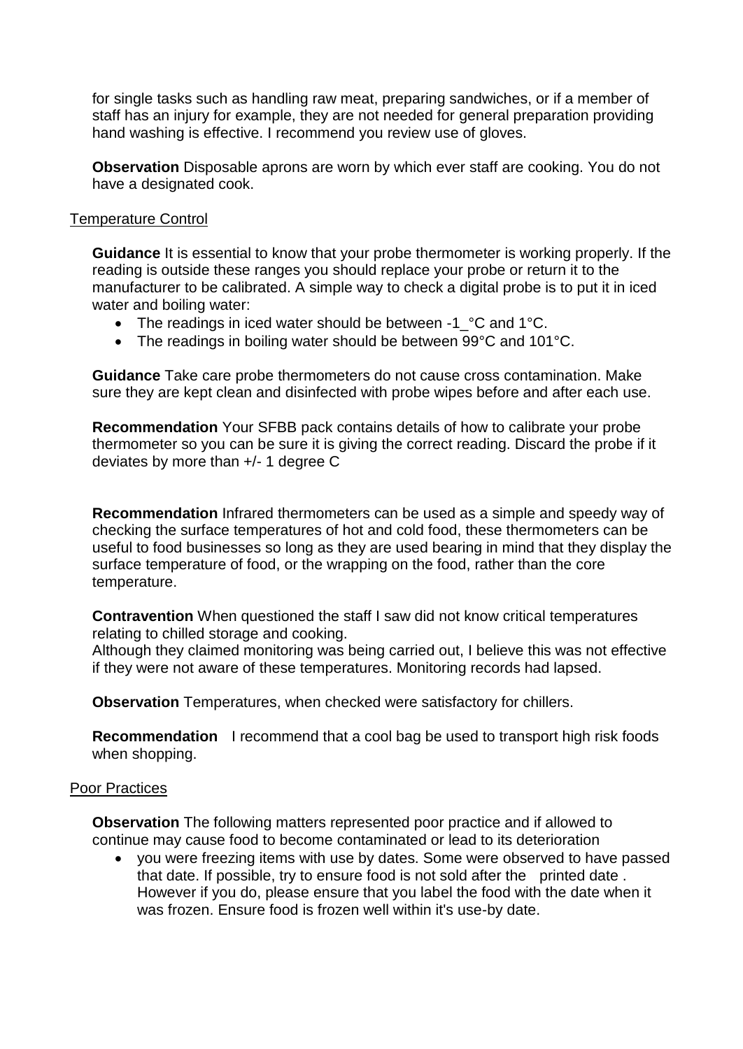for single tasks such as handling raw meat, preparing sandwiches, or if a member of staff has an injury for example, they are not needed for general preparation providing hand washing is effective. I recommend you review use of gloves.

**Observation** Disposable aprons are worn by which ever staff are cooking. You do not have a designated cook.

Temperature Control

**Guidance** It is essential to know that your probe thermometer is working properly. If the reading is outside these ranges you should replace your probe or return it to the manufacturer to be calibrated. A simple way to check a digital probe is to put it in iced water and boiling water:

- The readings in iced water should be between -1_°C and 1°C.
- The readings in boiling water should be between 99°C and 101°C.

**Guidance** Take care probe thermometers do not cause cross contamination. Make sure they are kept clean and disinfected with probe wipes before and after each use.

**Recommendation** Your SFBB pack contains details of how to calibrate your probe thermometer so you can be sure it is giving the correct reading. Discard the probe if it deviates by more than +/- 1 degree C

**Recommendation** Infrared thermometers can be used as a simple and speedy way of checking the surface temperatures of hot and cold food, these thermometers can be useful to food businesses so long as they are used bearing in mind that they display the surface temperature of food, or the wrapping on the food, rather than the core temperature.

**Contravention** When questioned the staff I saw did not know critical temperatures relating to chilled storage and cooking.
Although they claimed monitoring was being carried out, I believe this was not effective if they were not aware of these temperatures. Monitoring records had lapsed.

**Observation** Temperatures, when checked were satisfactory for chillers.

**Recommendation** I recommend that a cool bag be used to transport high risk foods when shopping.

Poor Practices

**Observation** The following matters represented poor practice and if allowed to continue may cause food to become contaminated or lead to its deterioration

- you were freezing items with use by dates. Some were observed to have passed that date. If possible, try to ensure food is not sold after the printed date . However if you do, please ensure that you label the food with the date when it was frozen. Ensure food is frozen well within it's use-by date.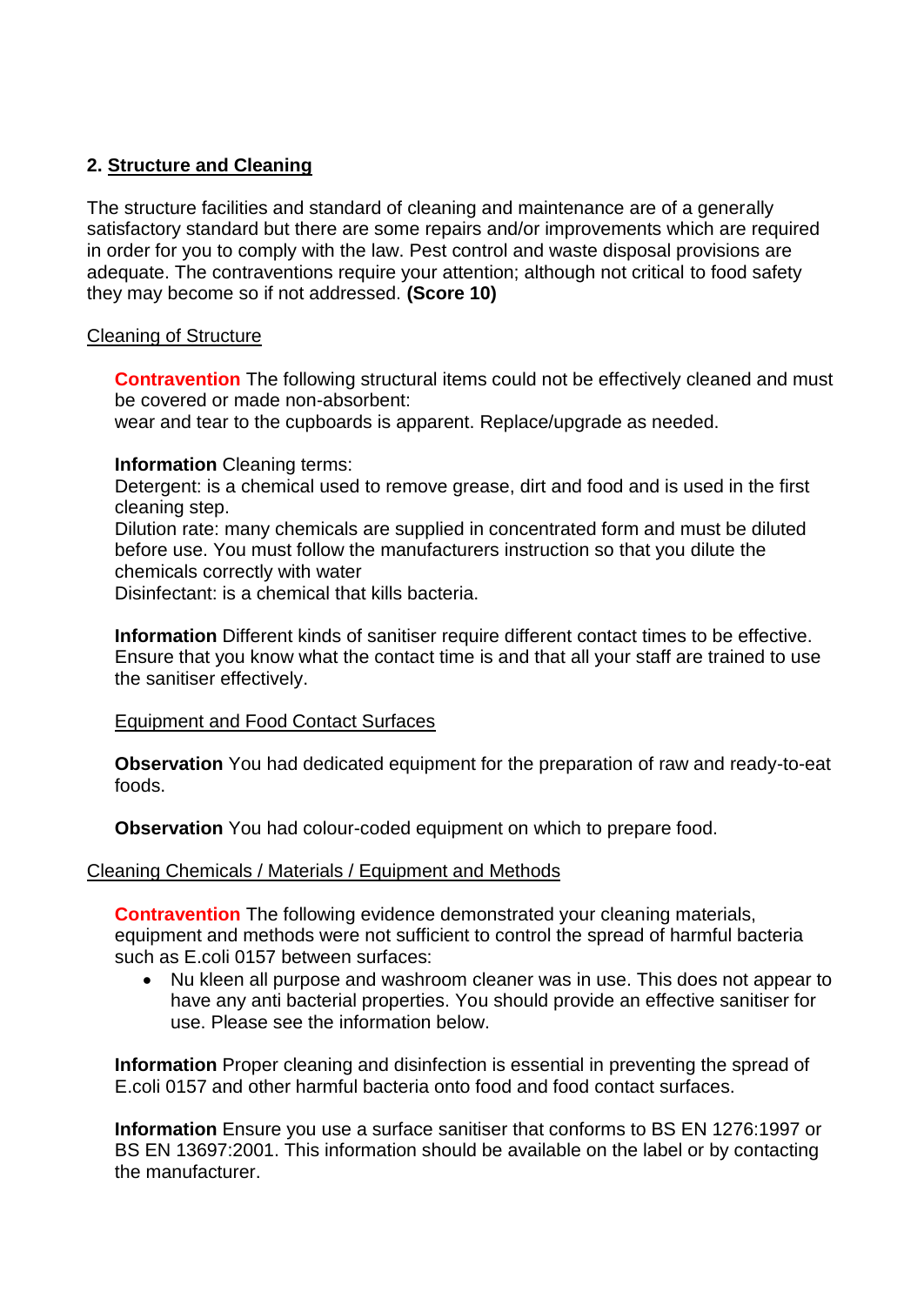## 2. Structure and Cleaning

The structure facilities and standard of cleaning and maintenance are of a generally satisfactory standard but there are some repairs and/or improvements which are required in order for you to comply with the law. Pest control and waste disposal provisions are adequate. The contraventions require your attention; although not critical to food safety they may become so if not addressed. **(Score 10)**

### Cleaning of Structure

**Contravention** The following structural items could not be effectively cleaned and must be covered or made non-absorbent:
wear and tear to the cupboards is apparent. Replace/upgrade as needed.

**Information** Cleaning terms:
Detergent: is a chemical used to remove grease, dirt and food and is used in the first cleaning step.
Dilution rate: many chemicals are supplied in concentrated form and must be diluted before use. You must follow the manufacturers instruction so that you dilute the chemicals correctly with water
Disinfectant: is a chemical that kills bacteria.

**Information** Different kinds of sanitiser require different contact times to be effective. Ensure that you know what the contact time is and that all your staff are trained to use the sanitiser effectively.

### Equipment and Food Contact Surfaces

**Observation** You had dedicated equipment for the preparation of raw and ready-to-eat foods.

**Observation** You had colour-coded equipment on which to prepare food.

### Cleaning Chemicals / Materials / Equipment and Methods

**Contravention** The following evidence demonstrated your cleaning materials, equipment and methods were not sufficient to control the spread of harmful bacteria such as E.coli 0157 between surfaces:

- Nu kleen all purpose and washroom cleaner was in use. This does not appear to have any anti bacterial properties. You should provide an effective sanitiser for use. Please see the information below.

**Information** Proper cleaning and disinfection is essential in preventing the spread of E.coli 0157 and other harmful bacteria onto food and food contact surfaces.

**Information** Ensure you use a surface sanitiser that conforms to BS EN 1276:1997 or BS EN 13697:2001. This information should be available on the label or by contacting the manufacturer.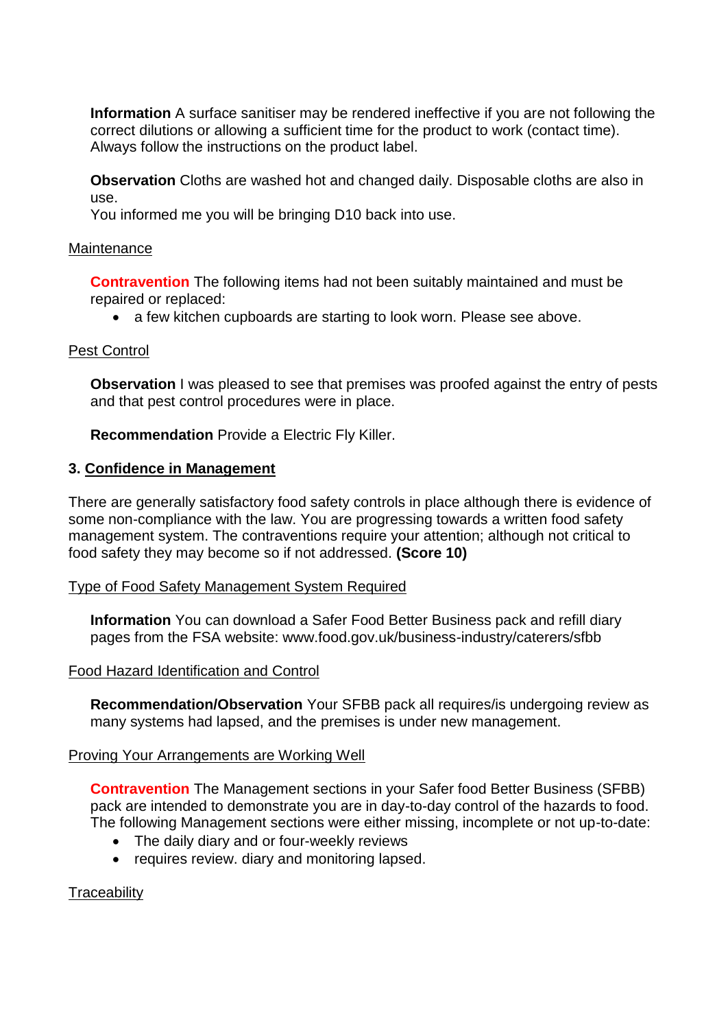**Information** A surface sanitiser may be rendered ineffective if you are not following the correct dilutions or allowing a sufficient time for the product to work (contact time). Always follow the instructions on the product label.

**Observation** Cloths are washed hot and changed daily. Disposable cloths are also in use.
You informed me you will be bringing D10 back into use.

Maintenance

**Contravention** The following items had not been suitably maintained and must be repaired or replaced:

- a few kitchen cupboards are starting to look worn. Please see above.

Pest Control

**Observation** I was pleased to see that premises was proofed against the entry of pests and that pest control procedures were in place.

**Recommendation** Provide a Electric Fly Killer.

## 3. Confidence in Management

There are generally satisfactory food safety controls in place although there is evidence of some non-compliance with the law. You are progressing towards a written food safety management system. The contraventions require your attention; although not critical to food safety they may become so if not addressed. **(Score 10)**

Type of Food Safety Management System Required

**Information** You can download a Safer Food Better Business pack and refill diary pages from the FSA website: www.food.gov.uk/business-industry/caterers/sfbb

Food Hazard Identification and Control

**Recommendation/Observation** Your SFBB pack all requires/is undergoing review as many systems had lapsed, and the premises is under new management.

Proving Your Arrangements are Working Well

**Contravention** The Management sections in your Safer food Better Business (SFBB) pack are intended to demonstrate you are in day-to-day control of the hazards to food. The following Management sections were either missing, incomplete or not up-to-date:

- The daily diary and or four-weekly reviews
- requires review. diary and monitoring lapsed.

Traceability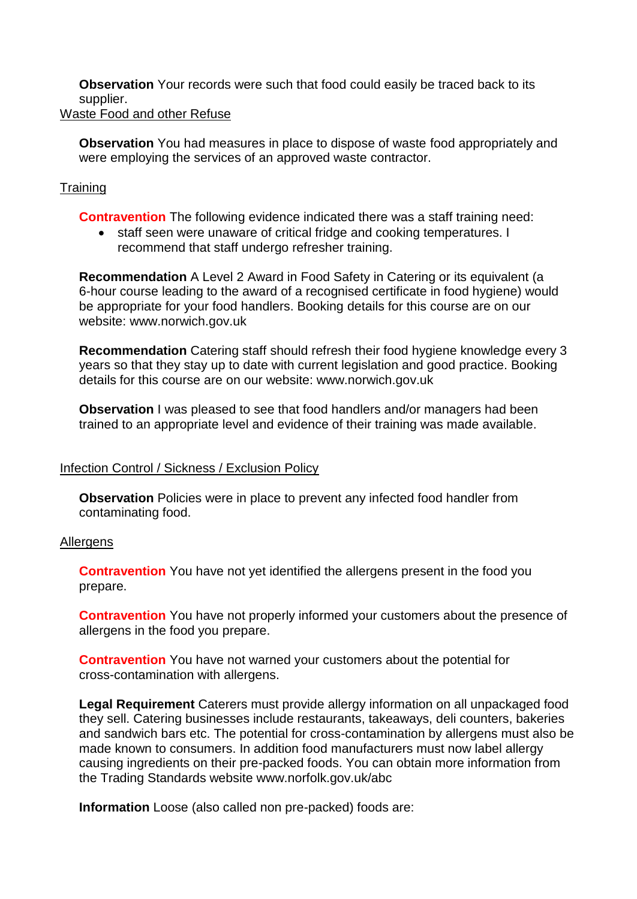**Observation** Your records were such that food could easily be traced back to its supplier.

Waste Food and other Refuse

**Observation** You had measures in place to dispose of waste food appropriately and were employing the services of an approved waste contractor.

Training

**Contravention** The following evidence indicated there was a staff training need:

- staff seen were unaware of critical fridge and cooking temperatures. I recommend that staff undergo refresher training.

**Recommendation** A Level 2 Award in Food Safety in Catering or its equivalent (a 6-hour course leading to the award of a recognised certificate in food hygiene) would be appropriate for your food handlers. Booking details for this course are on our website: www.norwich.gov.uk

**Recommendation** Catering staff should refresh their food hygiene knowledge every 3 years so that they stay up to date with current legislation and good practice. Booking details for this course are on our website: www.norwich.gov.uk

**Observation** I was pleased to see that food handlers and/or managers had been trained to an appropriate level and evidence of their training was made available.

Infection Control / Sickness / Exclusion Policy

**Observation** Policies were in place to prevent any infected food handler from contaminating food.

Allergens

**Contravention** You have not yet identified the allergens present in the food you prepare.

**Contravention** You have not properly informed your customers about the presence of allergens in the food you prepare.

**Contravention** You have not warned your customers about the potential for cross-contamination with allergens.

**Legal Requirement** Caterers must provide allergy information on all unpackaged food they sell. Catering businesses include restaurants, takeaways, deli counters, bakeries and sandwich bars etc. The potential for cross-contamination by allergens must also be made known to consumers. In addition food manufacturers must now label allergy causing ingredients on their pre-packed foods. You can obtain more information from the Trading Standards website www.norfolk.gov.uk/abc

**Information** Loose (also called non pre-packed) foods are: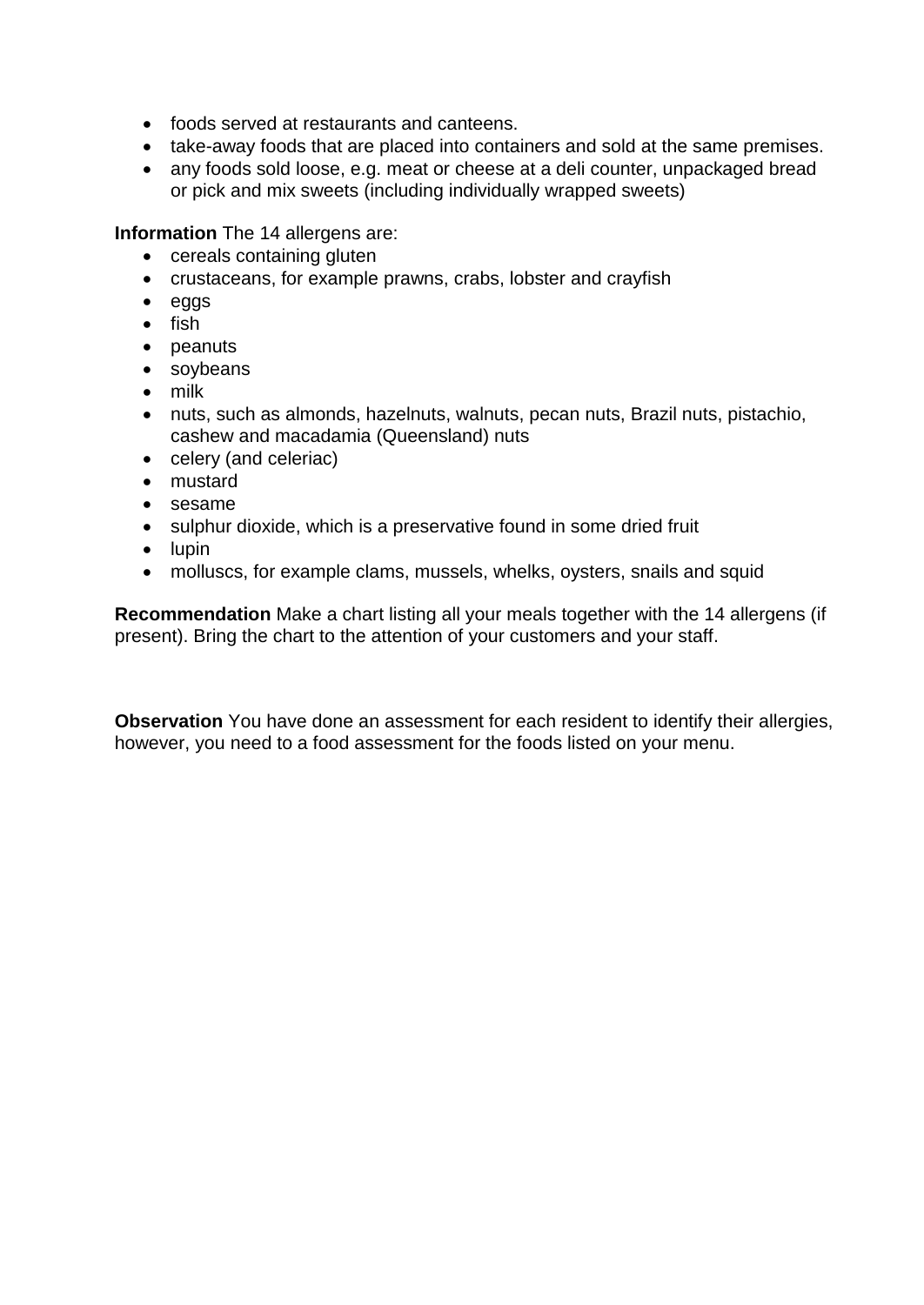- foods served at restaurants and canteens.
- take-away foods that are placed into containers and sold at the same premises.
- any foods sold loose, e.g. meat or cheese at a deli counter, unpackaged bread or pick and mix sweets (including individually wrapped sweets)

**Information** The 14 allergens are:

- cereals containing gluten
- crustaceans, for example prawns, crabs, lobster and crayfish
- eggs
- fish
- peanuts
- soybeans
- milk
- nuts, such as almonds, hazelnuts, walnuts, pecan nuts, Brazil nuts, pistachio, cashew and macadamia (Queensland) nuts
- celery (and celeriac)
- mustard
- sesame
- sulphur dioxide, which is a preservative found in some dried fruit
- lupin
- molluscs, for example clams, mussels, whelks, oysters, snails and squid

**Recommendation** Make a chart listing all your meals together with the 14 allergens (if present). Bring the chart to the attention of your customers and your staff.

**Observation** You have done an assessment for each resident to identify their allergies, however, you need to a food assessment for the foods listed on your menu.